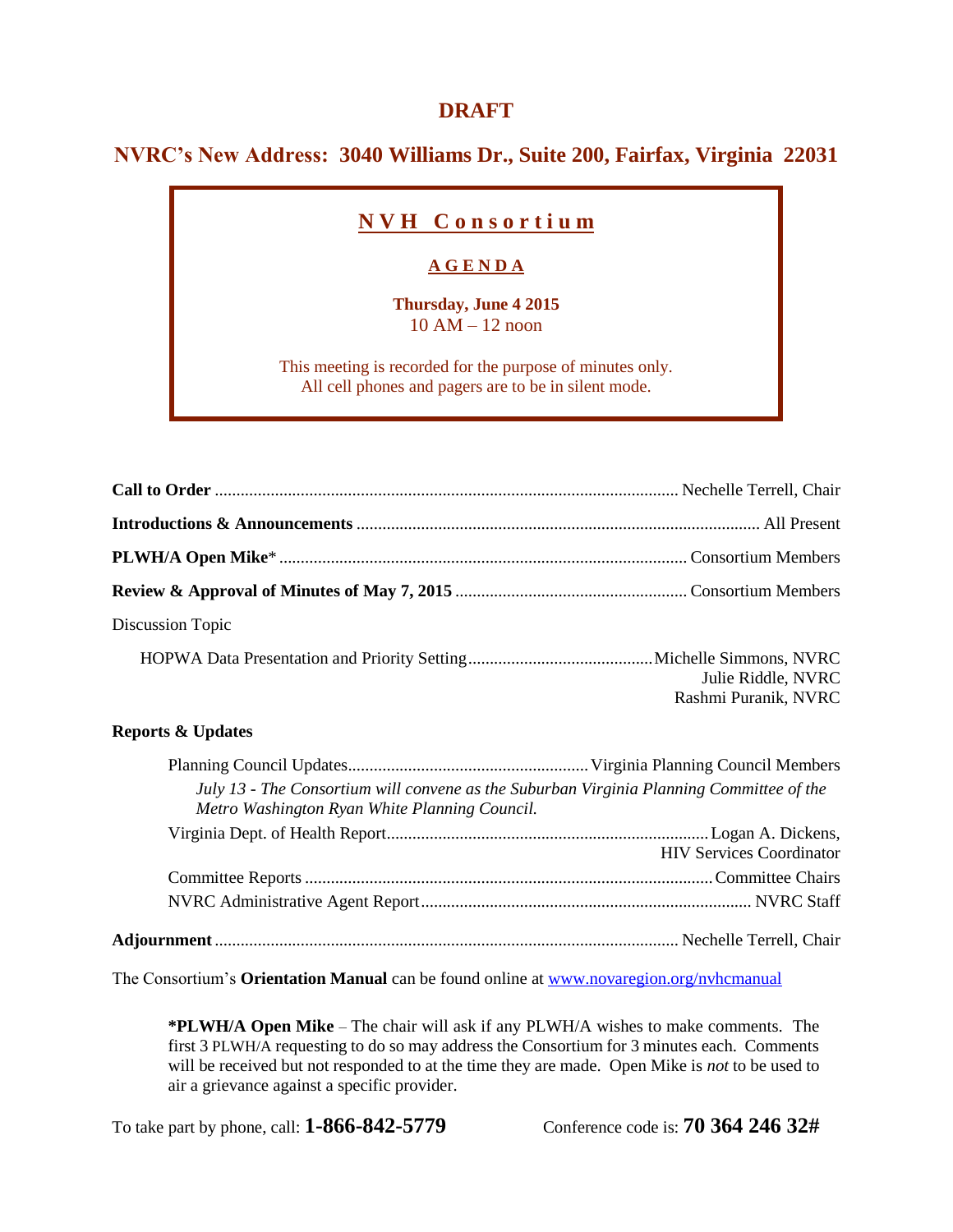# DRAFT

## NVRC's New Address: 3040 Williams Dr., Suite 200, Fairfax, Virginia 22031

## NVH Consortium

### AGENDA

**Thursday, June 4 2015**
10 AM – 12 noon

This meeting is recorded for the purpose of minutes only.
All cell phones and pagers are to be in silent mode.

**Call to Order** ............................................ Nechelle Terrell, Chair

**Introductions & Announcements** ............................................ All Present

**PLWH/A Open Mike*** ............................................ Consortium Members

**Review & Approval of Minutes of May 7, 2015** ............................................ Consortium Members

Discussion Topic

- HOPWA Data Presentation and Priority Setting ............................................ Michelle Simmons, NVRC
  Julie Riddle, NVRC
  Rashmi Puranik, NVRC

**Reports & Updates**

- Planning Council Updates ............................................ Virginia Planning Council Members
  *July 13 - The Consortium will convene as the Suburban Virginia Planning Committee of the Metro Washington Ryan White Planning Council.*
- Virginia Dept. of Health Report ............................................ Logan A. Dickens, HIV Services Coordinator
- Committee Reports ............................................ Committee Chairs
- NVRC Administrative Agent Report ............................................ NVRC Staff

**Adjournment** ............................................ Nechelle Terrell, Chair

The Consortium's **Orientation Manual** can be found online at www.novaregion.org/nvhcmanual

**\*PLWH/A Open Mike** – The chair will ask if any PLWH/A wishes to make comments. The first 3 PLWH/A requesting to do so may address the Consortium for 3 minutes each. Comments will be received but not responded to at the time they are made. Open Mike is *not* to be used to air a grievance against a specific provider.

To take part by phone, call: **1-866-842-5779** Conference code is: **70 364 246 32#**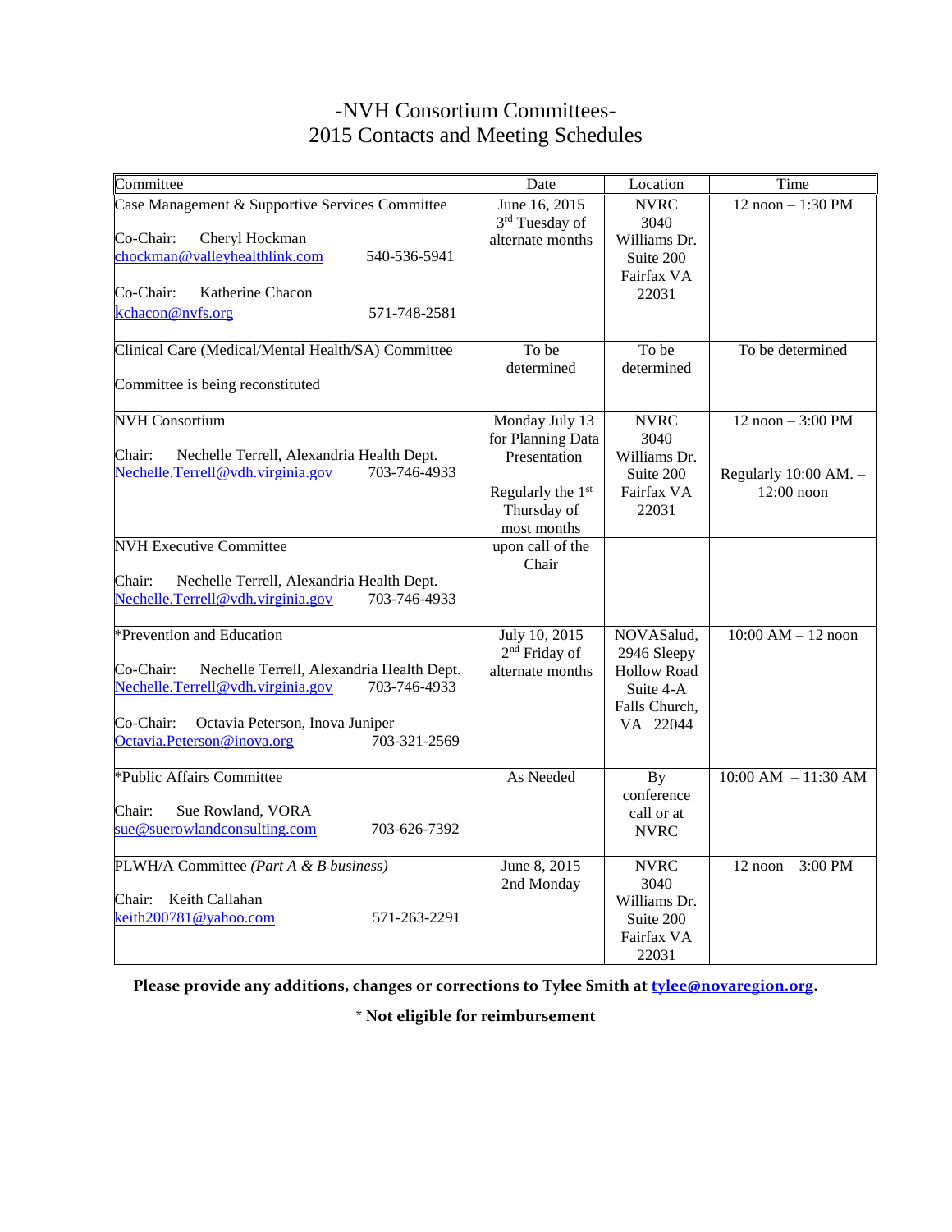# -NVH Consortium Committees-
## 2015 Contacts and Meeting Schedules

| Committee | Date | Location | Time |
|---|---|---|---|
| Case Management & Supportive Services Committee<br><br>Co-Chair: Cheryl Hockman<br>chockman@valleyhealthlink.com 540-536-5941<br><br>Co-Chair: Katherine Chacon<br>kchacon@nvfs.org 571-748-2581 | June 16, 2015<br>3rd Tuesday of alternate months | NVRC<br>3040 Williams Dr.<br>Suite 200<br>Fairfax VA 22031 | 12 noon – 1:30 PM |
| Clinical Care (Medical/Mental Health/SA) Committee<br><br>Committee is being reconstituted | To be determined | To be determined | To be determined |
| NVH Consortium<br><br>Chair: Nechelle Terrell, Alexandria Health Dept.<br>Nechelle.Terrell@vdh.virginia.gov 703-746-4933 | Monday July 13 for Planning Data Presentation<br><br>Regularly the 1st Thursday of most months | NVRC<br>3040 Williams Dr.<br>Suite 200<br>Fairfax VA 22031 | 12 noon – 3:00 PM<br><br>Regularly 10:00 AM. – 12:00 noon |
| NVH Executive Committee<br><br>Chair: Nechelle Terrell, Alexandria Health Dept.<br>Nechelle.Terrell@vdh.virginia.gov 703-746-4933 | upon call of the Chair | | |
| *Prevention and Education<br><br>Co-Chair: Nechelle Terrell, Alexandria Health Dept.<br>Nechelle.Terrell@vdh.virginia.gov 703-746-4933<br><br>Co-Chair: Octavia Peterson, Inova Juniper<br>Octavia.Peterson@inova.org 703-321-2569 | July 10, 2015<br>2nd Friday of alternate months | NOVASalud,<br>2946 Sleepy Hollow Road<br>Suite 4-A<br>Falls Church, VA 22044 | 10:00 AM – 12 noon |
| *Public Affairs Committee<br><br>Chair: Sue Rowland, VORA<br>sue@suerowlandconsulting.com 703-626-7392 | As Needed | By conference call or at NVRC | 10:00 AM – 11:30 AM |
| PLWH/A Committee *(Part A & B business)*<br><br>Chair: Keith Callahan<br>keith200781@yahoo.com 571-263-2291 | June 8, 2015<br>2nd Monday | NVRC<br>3040 Williams Dr.<br>Suite 200<br>Fairfax VA 22031 | 12 noon – 3:00 PM |

**Please provide any additions, changes or corrections to Tylee Smith at tylee@novaregion.org.**

**\* Not eligible for reimbursement**